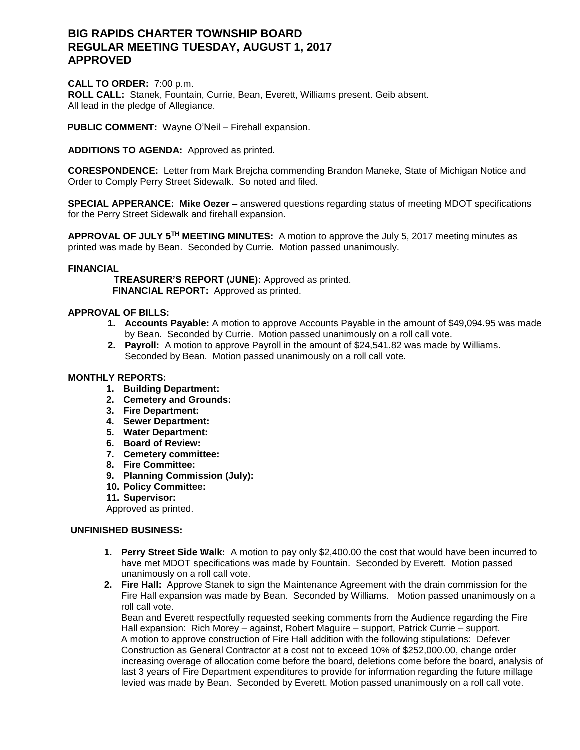# BIG RAPIDS CHARTER TOWNSHIP BOARD
# REGULAR MEETING TUESDAY, AUGUST 1, 2017
# APPROVED

**CALL TO ORDER:** 7:00 p.m.
**ROLL CALL:** Stanek, Fountain, Currie, Bean, Everett, Williams present. Geib absent.
All lead in the pledge of Allegiance.

**PUBLIC COMMENT:** Wayne O'Neil – Firehall expansion.

**ADDITIONS TO AGENDA:** Approved as printed.

**CORESPONDENCE:** Letter from Mark Brejcha commending Brandon Maneke, State of Michigan Notice and Order to Comply Perry Street Sidewalk. So noted and filed.

**SPECIAL APPERANCE: Mike Oezer –** answered questions regarding status of meeting MDOT specifications for the Perry Street Sidewalk and firehall expansion.

**APPROVAL OF JULY 5TH MEETING MINUTES:** A motion to approve the July 5, 2017 meeting minutes as printed was made by Bean. Seconded by Currie. Motion passed unanimously.

**FINANCIAL**

**TREASURER'S REPORT (JUNE):** Approved as printed.
**FINANCIAL REPORT:** Approved as printed.

**APPROVAL OF BILLS:**

1. **Accounts Payable:** A motion to approve Accounts Payable in the amount of $49,094.95 was made by Bean. Seconded by Currie. Motion passed unanimously on a roll call vote.
2. **Payroll:** A motion to approve Payroll in the amount of $24,541.82 was made by Williams. Seconded by Bean. Motion passed unanimously on a roll call vote.

**MONTHLY REPORTS:**

1. **Building Department:**
2. **Cemetery and Grounds:**
3. **Fire Department:**
4. **Sewer Department:**
5. **Water Department:**
6. **Board of Review:**
7. **Cemetery committee:**
8. **Fire Committee:**
9. **Planning Commission (July):**
10. **Policy Committee:**
11. **Supervisor:**

Approved as printed.

**UNFINISHED BUSINESS:**

1. **Perry Street Side Walk:** A motion to pay only $2,400.00 the cost that would have been incurred to have met MDOT specifications was made by Fountain. Seconded by Everett. Motion passed unanimously on a roll call vote.
2. **Fire Hall:** Approve Stanek to sign the Maintenance Agreement with the drain commission for the Fire Hall expansion was made by Bean. Seconded by Williams. Motion passed unanimously on a roll call vote.
   Bean and Everett respectfully requested seeking comments from the Audience regarding the Fire Hall expansion: Rich Morey – against, Robert Maguire – support, Patrick Currie – support.
   A motion to approve construction of Fire Hall addition with the following stipulations: Defever Construction as General Contractor at a cost not to exceed 10% of $252,000.00, change order increasing overage of allocation come before the board, deletions come before the board, analysis of last 3 years of Fire Department expenditures to provide for information regarding the future millage levied was made by Bean. Seconded by Everett. Motion passed unanimously on a roll call vote.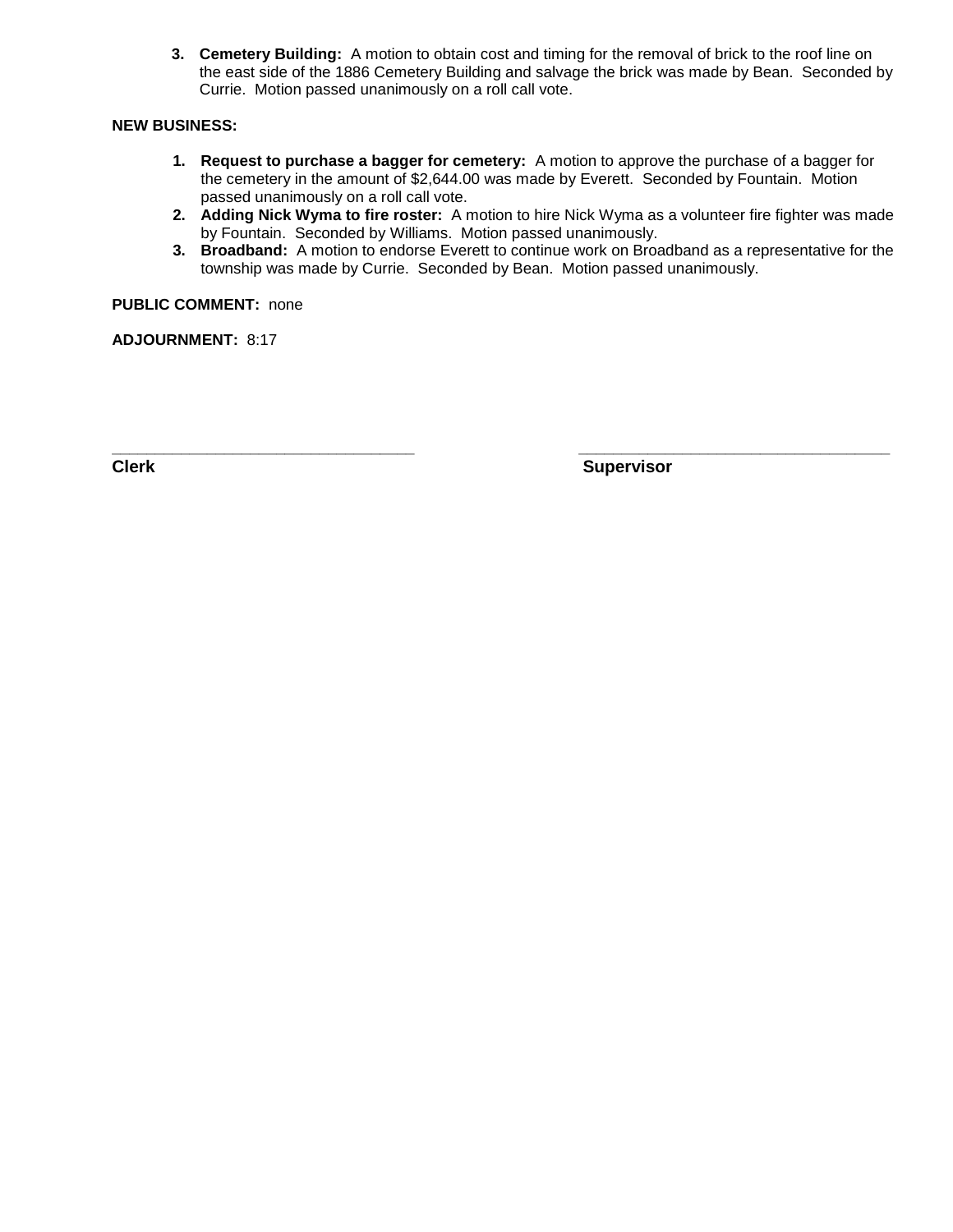3. **Cemetery Building:** A motion to obtain cost and timing for the removal of brick to the roof line on the east side of the 1886 Cemetery Building and salvage the brick was made by Bean. Seconded by Currie. Motion passed unanimously on a roll call vote.

**NEW BUSINESS:**

1. **Request to purchase a bagger for cemetery:** A motion to approve the purchase of a bagger for the cemetery in the amount of $2,644.00 was made by Everett. Seconded by Fountain. Motion passed unanimously on a roll call vote.
2. **Adding Nick Wyma to fire roster:** A motion to hire Nick Wyma as a volunteer fire fighter was made by Fountain. Seconded by Williams. Motion passed unanimously.
3. **Broadband:** A motion to endorse Everett to continue work on Broadband as a representative for the township was made by Currie. Seconded by Bean. Motion passed unanimously.

**PUBLIC COMMENT:** none

**ADJOURNMENT:** 8:17

\_\_\_\_\_\_\_\_\_\_\_\_\_\_\_\_\_\_\_\_\_\_\_\_\_\_\_\_\_\_\_\_\_\_ \_\_\_\_\_\_\_\_\_\_\_\_\_\_\_\_\_\_\_\_\_\_\_\_\_\_\_\_\_\_\_\_\_\_\_

**Clerk** **Supervisor**